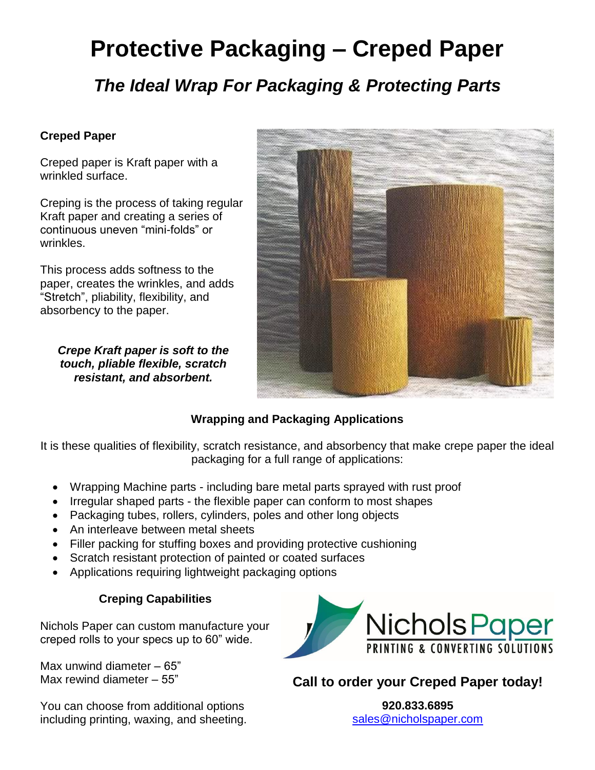# Protective Packaging – Creped Paper

## *The Ideal Wrap For Packaging & Protecting Parts*

**Creped Paper**

Creped paper is Kraft paper with a wrinkled surface.

Creping is the process of taking regular Kraft paper and creating a series of continuous uneven "mini-folds" or wrinkles.

This process adds softness to the paper, creates the wrinkles, and adds "Stretch", pliability, flexibility, and absorbency to the paper.

***Crepe Kraft paper is soft to the touch, pliable flexible, scratch resistant, and absorbent.***

**Wrapping and Packaging Applications**

It is these qualities of flexibility, scratch resistance, and absorbency that make crepe paper the ideal packaging for a full range of applications:

- Wrapping Machine parts - including bare metal parts sprayed with rust proof
- Irregular shaped parts - the flexible paper can conform to most shapes
- Packaging tubes, rollers, cylinders, poles and other long objects
- An interleave between metal sheets
- Filler packing for stuffing boxes and providing protective cushioning
- Scratch resistant protection of painted or coated surfaces
- Applications requiring lightweight packaging options

**Creping Capabilities**

Nichols Paper can custom manufacture your creped rolls to your specs up to 60" wide.

Max unwind diameter – 65"
Max rewind diameter – 55"

You can choose from additional options including printing, waxing, and sheeting.

NicholsPaper
PRINTING & CONVERTING SOLUTIONS

**Call to order your Creped Paper today!**

**920.833.6895**
sales@nicholspaper.com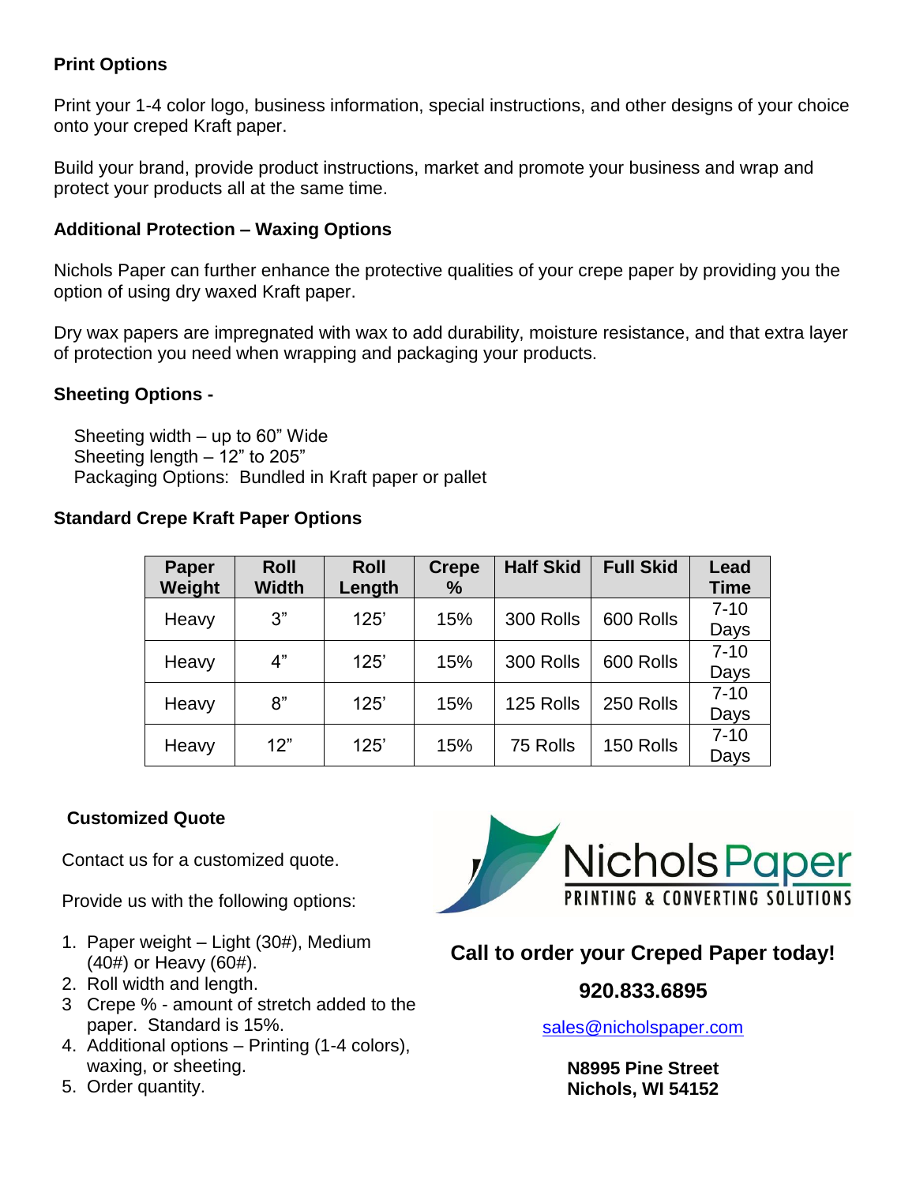**Print Options**

Print your 1-4 color logo, business information, special instructions, and other designs of your choice onto your creped Kraft paper.

Build your brand, provide product instructions, market and promote your business and wrap and protect your products all at the same time.

**Additional Protection – Waxing Options**

Nichols Paper can further enhance the protective qualities of your crepe paper by providing you the option of using dry waxed Kraft paper.

Dry wax papers are impregnated with wax to add durability, moisture resistance, and that extra layer of protection you need when wrapping and packaging your products.

**Sheeting Options -**

Sheeting width – up to 60" Wide
Sheeting length – 12" to 205"
Packaging Options: Bundled in Kraft paper or pallet

**Standard Crepe Kraft Paper Options**

| Paper Weight | Roll Width | Roll Length | Crepe % | Half Skid | Full Skid | Lead Time |
|---|---|---|---|---|---|---|
| Heavy | 3" | 125' | 15% | 300 Rolls | 600 Rolls | 7-10 Days |
| Heavy | 4" | 125' | 15% | 300 Rolls | 600 Rolls | 7-10 Days |
| Heavy | 8" | 125' | 15% | 125 Rolls | 250 Rolls | 7-10 Days |
| Heavy | 12" | 125' | 15% | 75 Rolls | 150 Rolls | 7-10 Days |

**Customized Quote**

Contact us for a customized quote.

Provide us with the following options:

1. Paper weight – Light (30#), Medium (40#) or Heavy (60#).
2. Roll width and length.
3. Crepe % - amount of stretch added to the paper. Standard is 15%.
4. Additional options – Printing (1-4 colors), waxing, or sheeting.
5. Order quantity.

NicholsPaper
PRINTING & CONVERTING SOLUTIONS

**Call to order your Creped Paper today!**

**920.833.6895**

sales@nicholspaper.com

**N8995 Pine Street**
**Nichols, WI 54152**